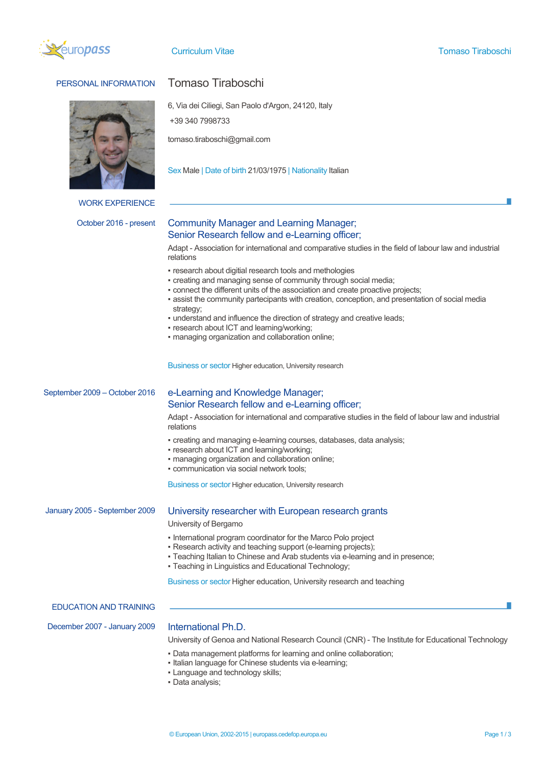# Curriculum Vitae

## PERSONAL INFORMATION

**Tomaso Tiraboschi**

6, Via dei Ciliegi, San Paolo d'Argon, 24120, Italy

+39 340 7998733

tomaso.tiraboschi@gmail.com

Sex Male | Date of birth 21/03/1975 | Nationality Italian

## WORK EXPERIENCE

**October 2016 - present**

### Community Manager and Learning Manager; Senior Research fellow and e-Learning officer;

Adapt - Association for international and comparative studies in the field of labour law and industrial relations

- research about digitial research tools and methologies
- creating and managing sense of community through social media;
- connect the different units of the association and create proactive projects;
- assist the community partecipants with creation, conception, and presentation of social media strategy;
- understand and influence the direction of strategy and creative leads;
- research about ICT and learning/working;
- managing organization and collaboration online;

Business or sector Higher education, University research

**September 2009 – October 2016**

### e-Learning and Knowledge Manager; Senior Research fellow and e-Learning officer;

Adapt - Association for international and comparative studies in the field of labour law and industrial relations

- creating and managing e-learning courses, databases, data analysis;
- research about ICT and learning/working;
- managing organization and collaboration online;
- communication via social network tools;

Business or sector Higher education, University research

**January 2005 - September 2009**

### University researcher with European research grants

University of Bergamo

- International program coordinator for the Marco Polo project
- Research activity and teaching support (e-learning projects);
- Teaching Italian to Chinese and Arab students via e-learning and in presence;
- Teaching in Linguistics and Educational Technology;

Business or sector Higher education, University research and teaching

## EDUCATION AND TRAINING

**December 2007 - January 2009**

### International Ph.D.

University of Genoa and National Research Council (CNR) - The Institute for Educational Technology

- Data management platforms for learning and online collaboration;
- Italian language for Chinese students via e-learning;
- Language and technology skills;
- Data analysis;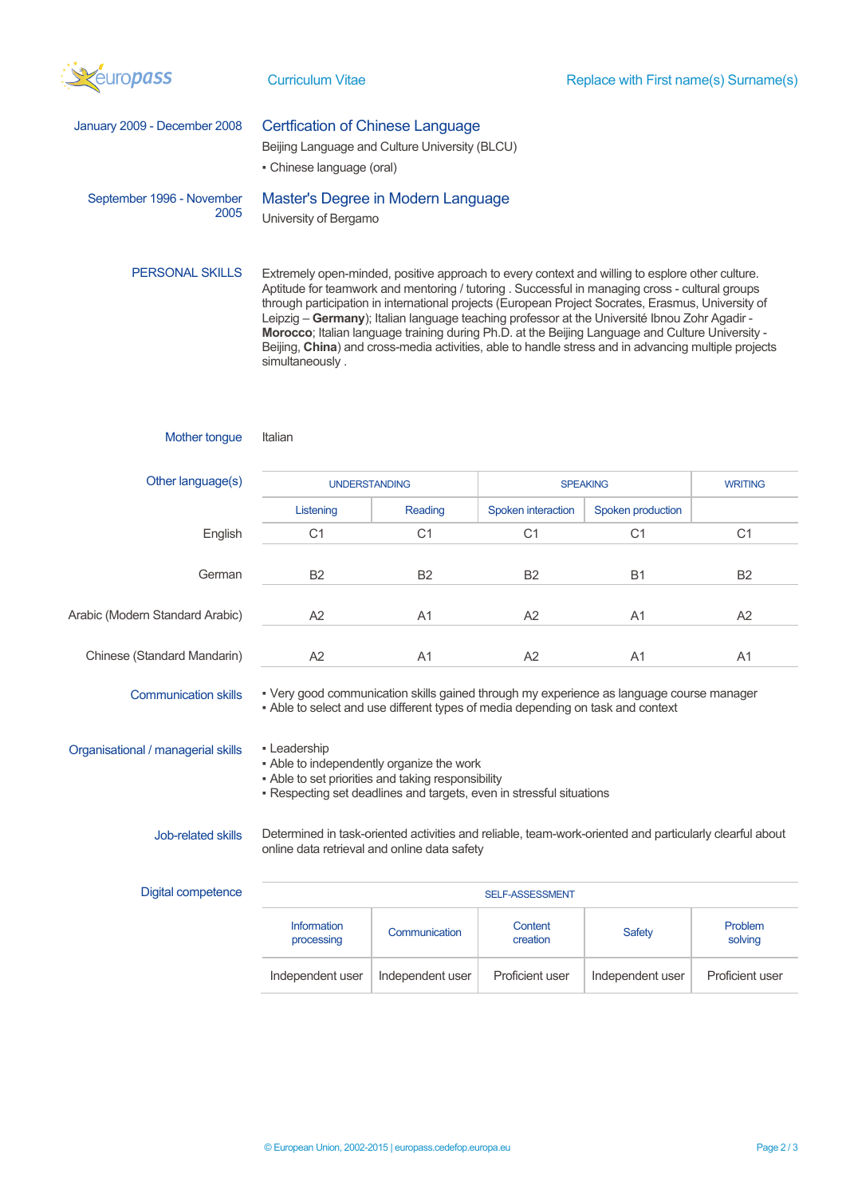January 2009 - December 2008

### Certfication of Chinese Language

Beijing Language and Culture University (BLCU)

- Chinese language (oral)

September 1996 - November 2005

### Master's Degree in Modern Language

University of Bergamo

## PERSONAL SKILLS

Extremely open-minded, positive approach to every context and willing to esplore other culture. Aptitude for teamwork and mentoring / tutoring . Successful in managing cross - cultural groups through participation in international projects (European Project Socrates, Erasmus, University of Leipzig – **Germany**); Italian language teaching professor at the Université Ibnou Zohr Agadir - **Morocco**; Italian language training during Ph.D. at the Beijing Language and Culture University - Beijing, **China**) and cross-media activities, able to handle stress and in advancing multiple projects simultaneously .

**Mother tongue**: Italian

**Other language(s)**

| | UNDERSTANDING | | SPEAKING | | WRITING |
|---|---|---|---|---|---|
| | Listening | Reading | Spoken interaction | Spoken production | |
| English | C1 | C1 | C1 | C1 | C1 |
| German | B2 | B2 | B2 | B1 | B2 |
| Arabic (Modern Standard Arabic) | A2 | A1 | A2 | A1 | A2 |
| Chinese (Standard Mandarin) | A2 | A1 | A2 | A1 | A1 |

**Communication skills**

- Very good communication skills gained through my experience as language course manager
- Able to select and use different types of media depending on task and context

**Organisational / managerial skills**

- Leadership
- Able to independently organize the work
- Able to set priorities and taking responsibility
- Respecting set deadlines and targets, even in stressful situations

**Job-related skills**

Determined in task-oriented activities and reliable, team-work-oriented and particularly clearful about online data retrieval and online data safety

**Digital competence**

| SELF-ASSESSMENT | | | | |
|---|---|---|---|---|
| Information processing | Communication | Content creation | Safety | Problem solving |
| Independent user | Independent user | Proficient user | Independent user | Proficient user |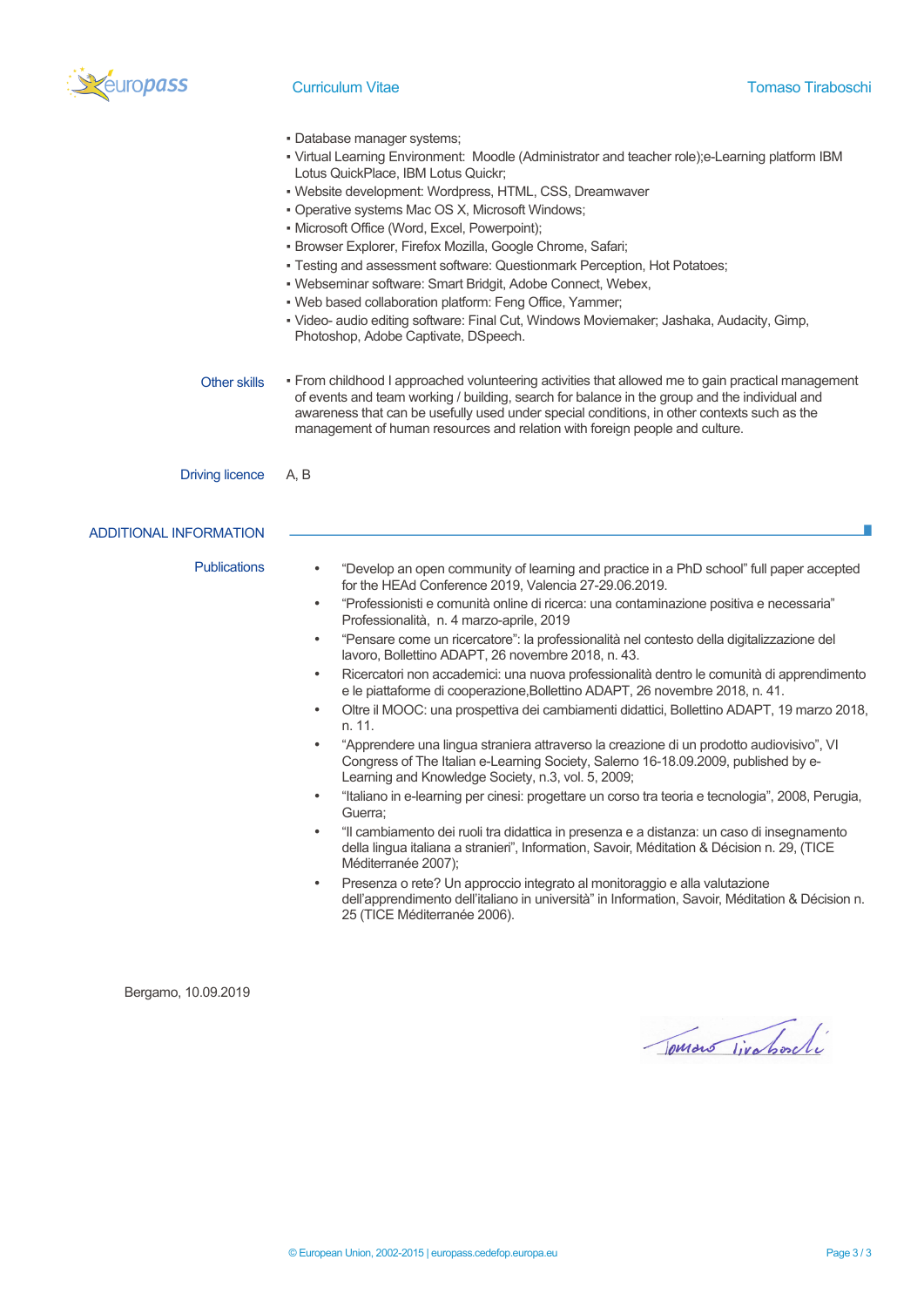- Database manager systems;
- Virtual Learning Environment:  Moodle (Administrator and teacher role);e-Learning platform IBM Lotus QuickPlace, IBM Lotus Quickr;
- Website development: Wordpress, HTML, CSS, Dreamwaver
- Operative systems Mac OS X, Microsoft Windows;
- Microsoft Office (Word, Excel, Powerpoint);
- Browser Explorer, Firefox Mozilla, Google Chrome, Safari;
- Testing and assessment software: Questionmark Perception, Hot Potatoes;
- Webseminar software: Smart Bridgit, Adobe Connect, Webex,
- Web based collaboration platform: Feng Office, Yammer;
- Video- audio editing software: Final Cut, Windows Moviemaker; Jashaka, Audacity, Gimp, Photoshop, Adobe Captivate, DSpeech.

**Other skills**

- From childhood I approached volunteering activities that allowed me to gain practical management of events and team working / building, search for balance in the group and the individual and awareness that can be usefully used under special conditions, in other contexts such as the management of human resources and relation with foreign people and culture.

**Driving licence**

A, B

## ADDITIONAL INFORMATION

**Publications**

- "Develop an open community of learning and practice in a PhD school" full paper accepted for the HEAd Conference 2019, Valencia 27-29.06.2019.
- "Professionisti e comunità online di ricerca: una contaminazione positiva e necessaria" Professionalità,  n. 4 marzo-aprile, 2019
- "Pensare come un ricercatore": la professionalità nel contesto della digitalizzazione del lavoro, Bollettino ADAPT, 26 novembre 2018, n. 43.
- Ricercatori non accademici: una nuova professionalità dentro le comunità di apprendimento e le piattaforme di cooperazione,Bollettino ADAPT, 26 novembre 2018, n. 41.
- Oltre il MOOC: una prospettiva dei cambiamenti didattici, Bollettino ADAPT, 19 marzo 2018, n. 11.
- "Apprendere una lingua straniera attraverso la creazione di un prodotto audiovisivo", VI Congress of The Italian e-Learning Society, Salerno 16-18.09.2009, published by e-Learning and Knowledge Society, n.3, vol. 5, 2009;
- "Italiano in e-learning per cinesi: progettare un corso tra teoria e tecnologia", 2008, Perugia, Guerra;
- "Il cambiamento dei ruoli tra didattica in presenza e a distanza: un caso di insegnamento della lingua italiana a stranieri", Information, Savoir, Méditation & Décision n. 29, (TICE Méditerranée 2007);
- Presenza o rete? Un approccio integrato al monitoraggio e alla valutazione dell'apprendimento dell'italiano in università" in Information, Savoir, Méditation & Décision n. 25 (TICE Méditerranée 2006).

Bergamo, 10.09.2019

Tomaso Tiraboschi